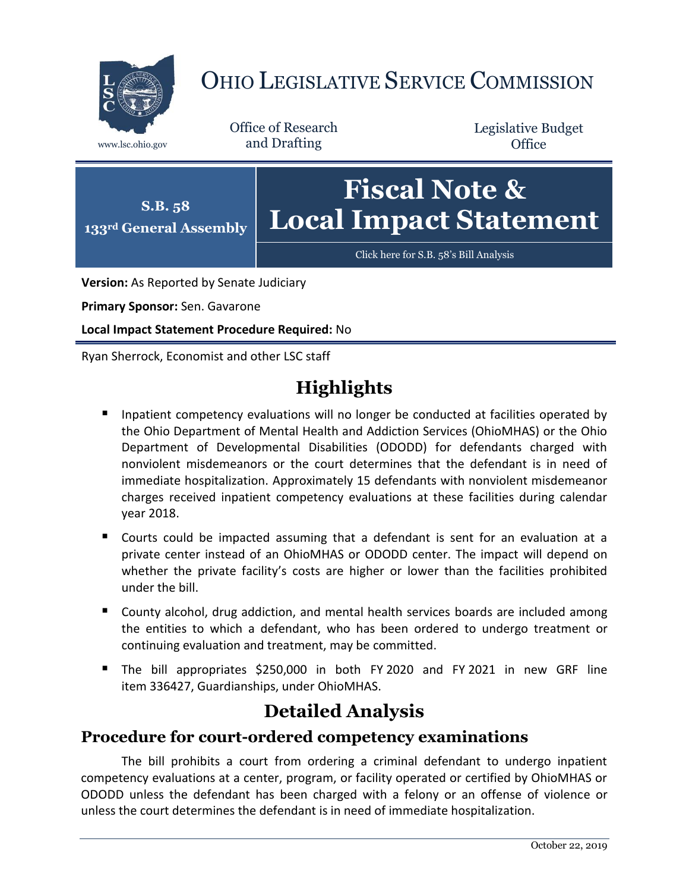# Ohio Legislative Service Commission

www.lsc.ohio.gov

Office of Research and Drafting

Legislative Budget Office

**S.B. 58**
**133rd General Assembly**

# Fiscal Note & Local Impact Statement

Click here for S.B. 58's Bill Analysis

**Version:** As Reported by Senate Judiciary

**Primary Sponsor:** Sen. Gavarone

**Local Impact Statement Procedure Required:** No

Ryan Sherrock, Economist and other LSC staff

## Highlights

- Inpatient competency evaluations will no longer be conducted at facilities operated by the Ohio Department of Mental Health and Addiction Services (OhioMHAS) or the Ohio Department of Developmental Disabilities (ODODD) for defendants charged with nonviolent misdemeanors or the court determines that the defendant is in need of immediate hospitalization. Approximately 15 defendants with nonviolent misdemeanor charges received inpatient competency evaluations at these facilities during calendar year 2018.
- Courts could be impacted assuming that a defendant is sent for an evaluation at a private center instead of an OhioMHAS or ODODD center. The impact will depend on whether the private facility's costs are higher or lower than the facilities prohibited under the bill.
- County alcohol, drug addiction, and mental health services boards are included among the entities to which a defendant, who has been ordered to undergo treatment or continuing evaluation and treatment, may be committed.
- The bill appropriates $250,000 in both FY 2020 and FY 2021 in new GRF line item 336427, Guardianships, under OhioMHAS.

## Detailed Analysis

### Procedure for court-ordered competency examinations

The bill prohibits a court from ordering a criminal defendant to undergo inpatient competency evaluations at a center, program, or facility operated or certified by OhioMHAS or ODODD unless the defendant has been charged with a felony or an offense of violence or unless the court determines the defendant is in need of immediate hospitalization.

October 22, 2019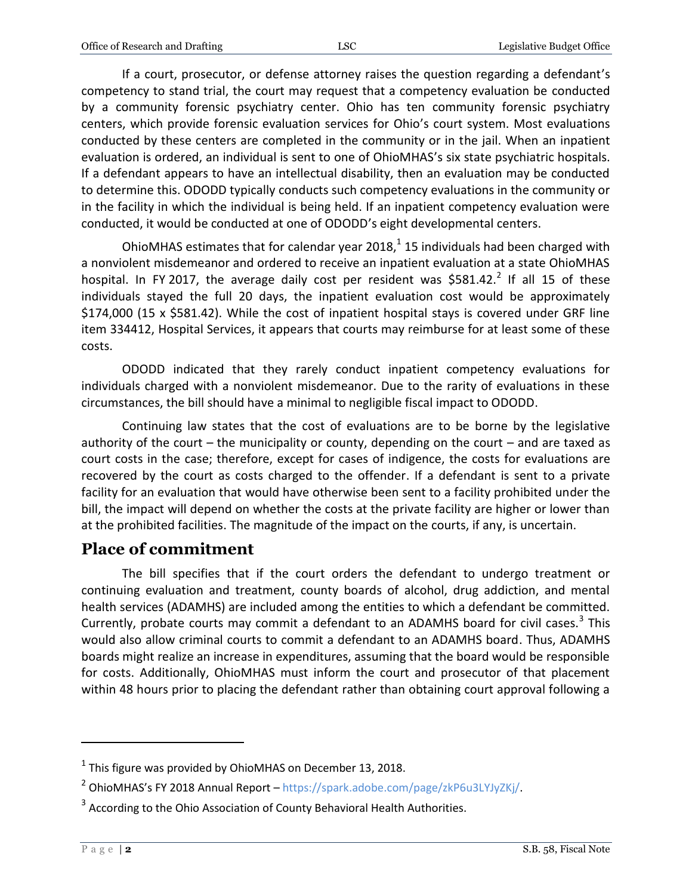If a court, prosecutor, or defense attorney raises the question regarding a defendant's competency to stand trial, the court may request that a competency evaluation be conducted by a community forensic psychiatry center. Ohio has ten community forensic psychiatry centers, which provide forensic evaluation services for Ohio's court system. Most evaluations conducted by these centers are completed in the community or in the jail. When an inpatient evaluation is ordered, an individual is sent to one of OhioMHAS's six state psychiatric hospitals. If a defendant appears to have an intellectual disability, then an evaluation may be conducted to determine this. ODODD typically conducts such competency evaluations in the community or in the facility in which the individual is being held. If an inpatient competency evaluation were conducted, it would be conducted at one of ODODD's eight developmental centers.

OhioMHAS estimates that for calendar year 2018,[1] 15 individuals had been charged with a nonviolent misdemeanor and ordered to receive an inpatient evaluation at a state OhioMHAS hospital. In FY 2017, the average daily cost per resident was $581.42.[2] If all 15 of these individuals stayed the full 20 days, the inpatient evaluation cost would be approximately $174,000 (15 x $581.42). While the cost of inpatient hospital stays is covered under GRF line item 334412, Hospital Services, it appears that courts may reimburse for at least some of these costs.

ODODD indicated that they rarely conduct inpatient competency evaluations for individuals charged with a nonviolent misdemeanor. Due to the rarity of evaluations in these circumstances, the bill should have a minimal to negligible fiscal impact to ODODD.

Continuing law states that the cost of evaluations are to be borne by the legislative authority of the court – the municipality or county, depending on the court – and are taxed as court costs in the case; therefore, except for cases of indigence, the costs for evaluations are recovered by the court as costs charged to the offender. If a defendant is sent to a private facility for an evaluation that would have otherwise been sent to a facility prohibited under the bill, the impact will depend on whether the costs at the private facility are higher or lower than at the prohibited facilities. The magnitude of the impact on the courts, if any, is uncertain.

## Place of commitment

The bill specifies that if the court orders the defendant to undergo treatment or continuing evaluation and treatment, county boards of alcohol, drug addiction, and mental health services (ADAMHS) are included among the entities to which a defendant be committed. Currently, probate courts may commit a defendant to an ADAMHS board for civil cases.[3] This would also allow criminal courts to commit a defendant to an ADAMHS board. Thus, ADAMHS boards might realize an increase in expenditures, assuming that the board would be responsible for costs. Additionally, OhioMHAS must inform the court and prosecutor of that placement within 48 hours prior to placing the defendant rather than obtaining court approval following a

---

[1] This figure was provided by OhioMHAS on December 13, 2018.

[2] OhioMHAS's FY 2018 Annual Report – https://spark.adobe.com/page/zkP6u3LYJyZKj/.

[3] According to the Ohio Association of County Behavioral Health Authorities.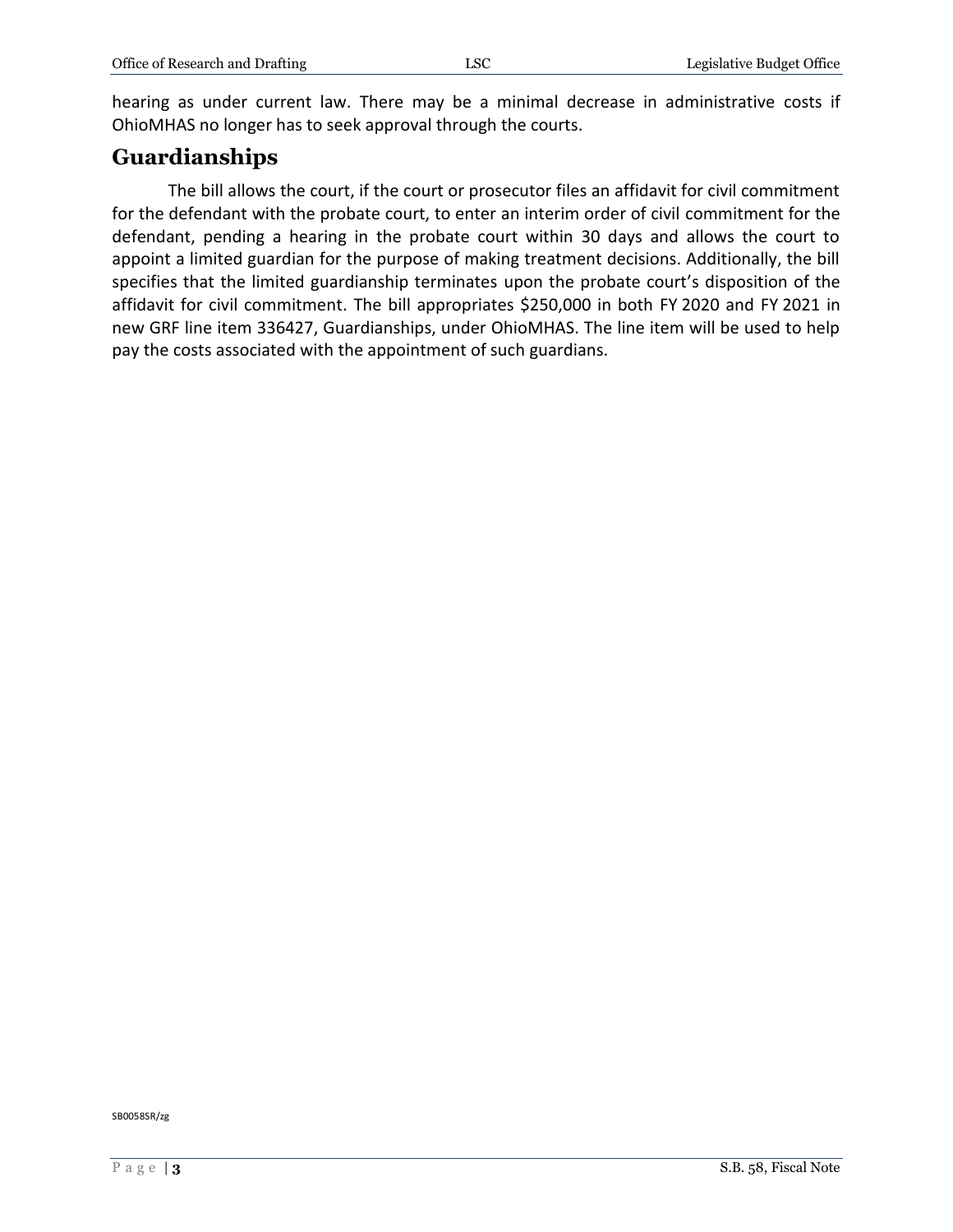hearing as under current law. There may be a minimal decrease in administrative costs if OhioMHAS no longer has to seek approval through the courts.

## Guardianships

The bill allows the court, if the court or prosecutor files an affidavit for civil commitment for the defendant with the probate court, to enter an interim order of civil commitment for the defendant, pending a hearing in the probate court within 30 days and allows the court to appoint a limited guardian for the purpose of making treatment decisions. Additionally, the bill specifies that the limited guardianship terminates upon the probate court's disposition of the affidavit for civil commitment. The bill appropriates $250,000 in both FY 2020 and FY 2021 in new GRF line item 336427, Guardianships, under OhioMHAS. The line item will be used to help pay the costs associated with the appointment of such guardians.

SB0058SR/zg